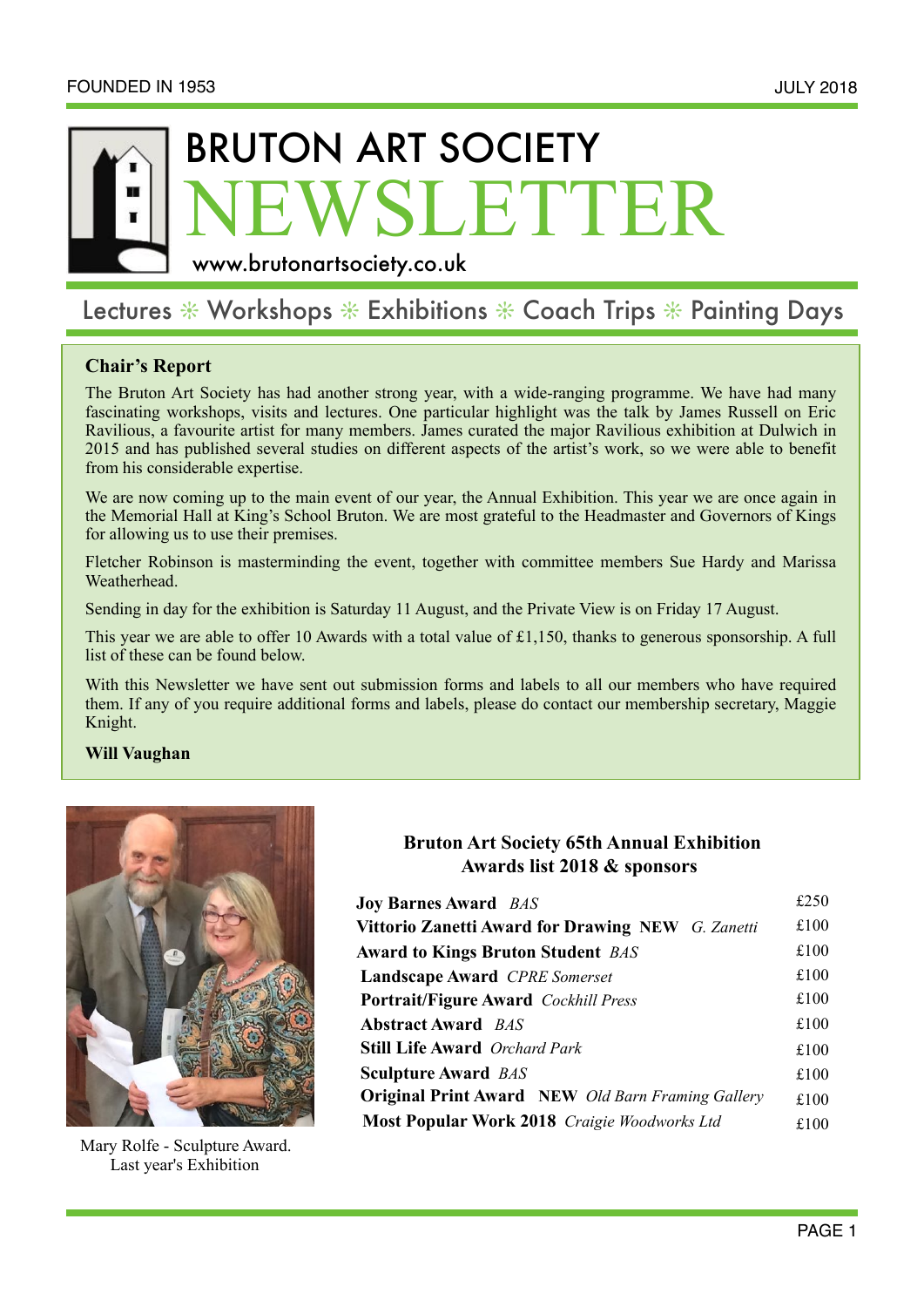FOUNDED IN 1953 JULY 2018

# BRUTON ART SOCIETY NEWSLETTER

www.brutonartsociety.co.uk

Lectures ❊ Workshops ❊ Exhibitions ❊ Coach Trips ❊ Painting Days

## Chair's Report

The Bruton Art Society has had another strong year, with a wide-ranging programme. We have had many fascinating workshops, visits and lectures. One particular highlight was the talk by James Russell on Eric Ravilious, a favourite artist for many members. James curated the major Ravilious exhibition at Dulwich in 2015 and has published several studies on different aspects of the artist's work, so we were able to benefit from his considerable expertise.

We are now coming up to the main event of our year, the Annual Exhibition. This year we are once again in the Memorial Hall at King's School Bruton. We are most grateful to the Headmaster and Governors of Kings for allowing us to use their premises.

Fletcher Robinson is masterminding the event, together with committee members Sue Hardy and Marissa Weatherhead.

Sending in day for the exhibition is Saturday 11 August, and the Private View is on Friday 17 August.

This year we are able to offer 10 Awards with a total value of £1,150, thanks to generous sponsorship. A full list of these can be found below.

With this Newsletter we have sent out submission forms and labels to all our members who have required them. If any of you require additional forms and labels, please do contact our membership secretary, Maggie Knight.

**Will Vaughan**

Mary Rolfe - Sculpture Award. Last year's Exhibition

### Bruton Art Society 65th Annual Exhibition Awards list 2018 & sponsors

| Award | Value |
|---|---|
| **Joy Barnes Award** *BAS* | £250 |
| **Vittorio Zanetti Award for Drawing NEW** *G. Zanetti* | £100 |
| **Award to Kings Bruton Student** *BAS* | £100 |
| **Landscape Award** *CPRE Somerset* | £100 |
| **Portrait/Figure Award** *Cockhill Press* | £100 |
| **Abstract Award** *BAS* | £100 |
| **Still Life Award** *Orchard Park* | £100 |
| **Sculpture Award** *BAS* | £100 |
| **Original Print Award NEW** *Old Barn Framing Gallery* | £100 |
| **Most Popular Work 2018** *Craigie Woodworks Ltd* | £100 |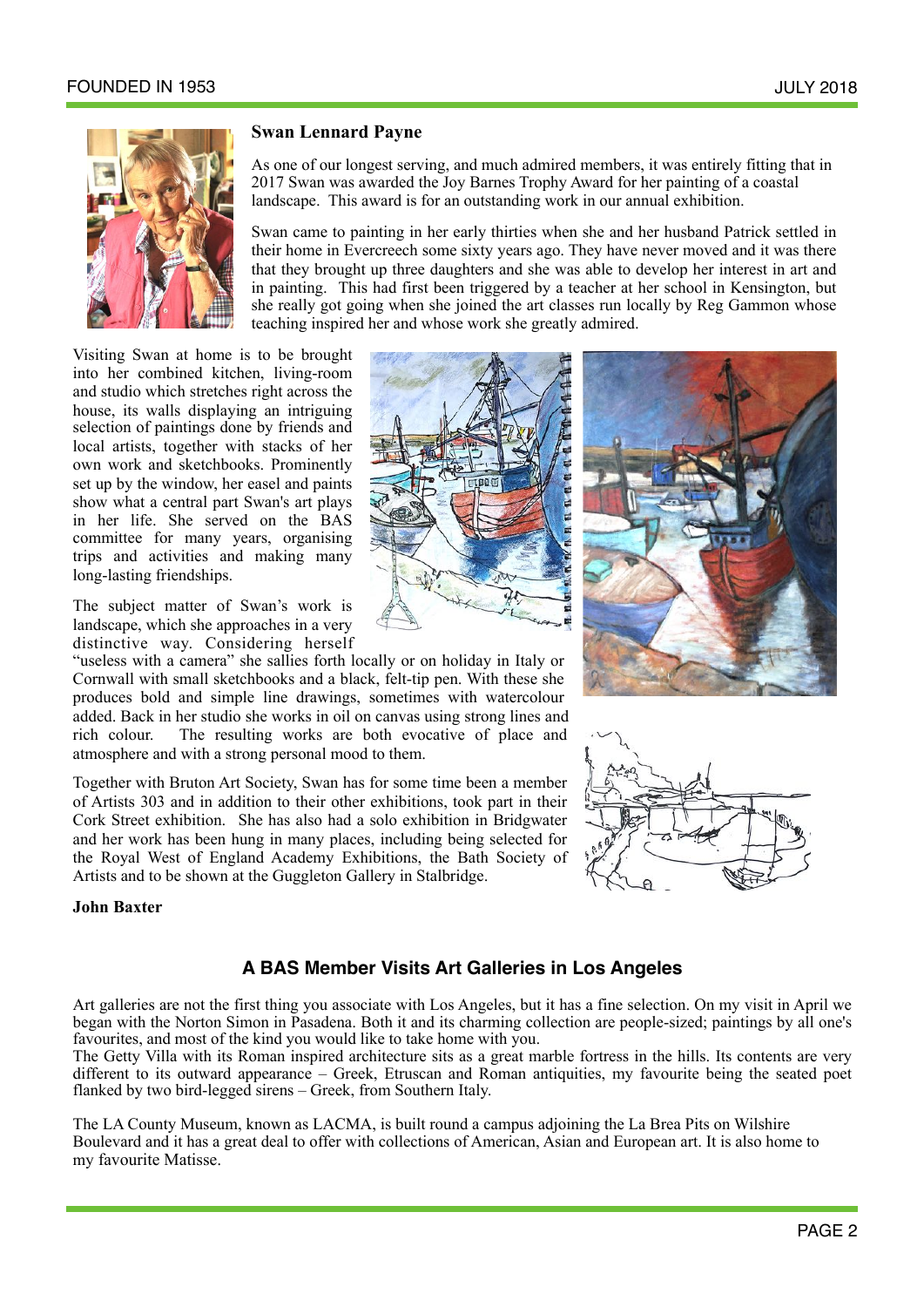### Swan Lennard Payne

As one of our longest serving, and much admired members, it was entirely fitting that in 2017 Swan was awarded the Joy Barnes Trophy Award for her painting of a coastal landscape. This award is for an outstanding work in our annual exhibition.

Swan came to painting in her early thirties when she and her husband Patrick settled in their home in Evercreech some sixty years ago. They have never moved and it was there that they brought up three daughters and she was able to develop her interest in art and in painting. This had first been triggered by a teacher at her school in Kensington, but she really got going when she joined the art classes run locally by Reg Gammon whose teaching inspired her and whose work she greatly admired.

Visiting Swan at home is to be brought into her combined kitchen, living-room and studio which stretches right across the house, its walls displaying an intriguing selection of paintings done by friends and local artists, together with stacks of her own work and sketchbooks. Prominently set up by the window, her easel and paints show what a central part Swan's art plays in her life. She served on the BAS committee for many years, organising trips and activities and making many long-lasting friendships.

The subject matter of Swan's work is landscape, which she approaches in a very distinctive way. Considering herself "useless with a camera" she sallies forth locally or on holiday in Italy or Cornwall with small sketchbooks and a black, felt-tip pen. With these she produces bold and simple line drawings, sometimes with watercolour added. Back in her studio she works in oil on canvas using strong lines and rich colour. The resulting works are both evocative of place and atmosphere and with a strong personal mood to them.

Together with Bruton Art Society, Swan has for some time been a member of Artists 303 and in addition to their other exhibitions, took part in their Cork Street exhibition. She has also had a solo exhibition in Bridgwater and her work has been hung in many places, including being selected for the Royal West of England Academy Exhibitions, the Bath Society of Artists and to be shown at the Guggleton Gallery in Stalbridge.

**John Baxter**

## A BAS Member Visits Art Galleries in Los Angeles

Art galleries are not the first thing you associate with Los Angeles, but it has a fine selection. On my visit in April we began with the Norton Simon in Pasadena. Both it and its charming collection are people-sized; paintings by all one's favourites, and most of the kind you would like to take home with you.
The Getty Villa with its Roman inspired architecture sits as a great marble fortress in the hills. Its contents are very different to its outward appearance – Greek, Etruscan and Roman antiquities, my favourite being the seated poet flanked by two bird-legged sirens – Greek, from Southern Italy.

The LA County Museum, known as LACMA, is built round a campus adjoining the La Brea Pits on Wilshire Boulevard and it has a great deal to offer with collections of American, Asian and European art. It is also home to my favourite Matisse.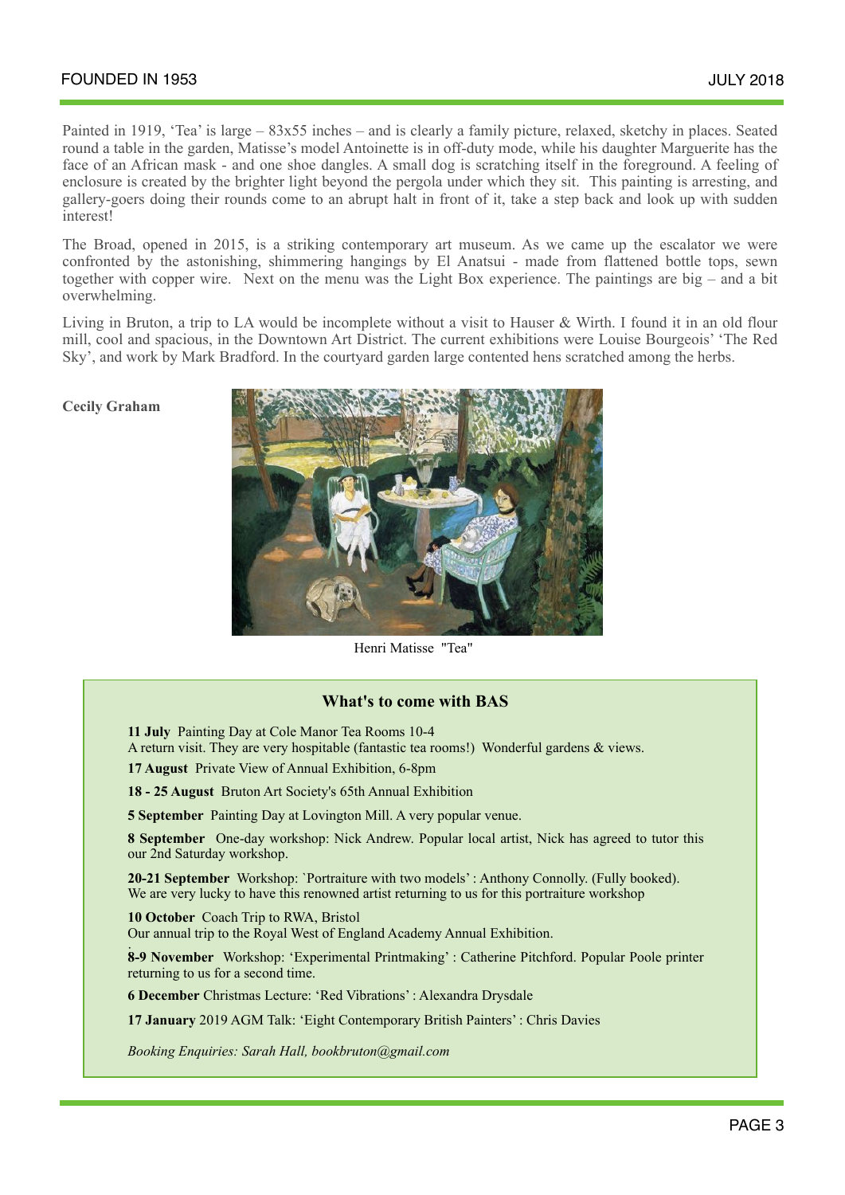Painted in 1919, 'Tea' is large – 83x55 inches – and is clearly a family picture, relaxed, sketchy in places. Seated round a table in the garden, Matisse's model Antoinette is in off-duty mode, while his daughter Marguerite has the face of an African mask - and one shoe dangles. A small dog is scratching itself in the foreground. A feeling of enclosure is created by the brighter light beyond the pergola under which they sit. This painting is arresting, and gallery-goers doing their rounds come to an abrupt halt in front of it, take a step back and look up with sudden interest!

The Broad, opened in 2015, is a striking contemporary art museum. As we came up the escalator we were confronted by the astonishing, shimmering hangings by El Anatsui - made from flattened bottle tops, sewn together with copper wire. Next on the menu was the Light Box experience. The paintings are big – and a bit overwhelming.

Living in Bruton, a trip to LA would be incomplete without a visit to Hauser & Wirth. I found it in an old flour mill, cool and spacious, in the Downtown Art District. The current exhibitions were Louise Bourgeois' 'The Red Sky', and work by Mark Bradford. In the courtyard garden large contented hens scratched among the herbs.

**Cecily Graham**

Henri Matisse "Tea"

### What's to come with BAS

**11 July** Painting Day at Cole Manor Tea Rooms 10-4
A return visit. They are very hospitable (fantastic tea rooms!) Wonderful gardens & views.

**17 August** Private View of Annual Exhibition, 6-8pm

**18 - 25 August** Bruton Art Society's 65th Annual Exhibition

**5 September** Painting Day at Lovington Mill. A very popular venue.

**8 September** One-day workshop: Nick Andrew. Popular local artist, Nick has agreed to tutor this our 2nd Saturday workshop.

**20-21 September** Workshop: `Portraiture with two models' : Anthony Connolly. (Fully booked).
We are very lucky to have this renowned artist returning to us for this portraiture workshop

**10 October** Coach Trip to RWA, Bristol
Our annual trip to the Royal West of England Academy Annual Exhibition.

**8-9 November** Workshop: 'Experimental Printmaking' : Catherine Pitchford. Popular Poole printer returning to us for a second time.

**6 December** Christmas Lecture: 'Red Vibrations' : Alexandra Drysdale

**17 January** 2019 AGM Talk: 'Eight Contemporary British Painters' : Chris Davies

*Booking Enquiries: Sarah Hall, bookbruton@gmail.com*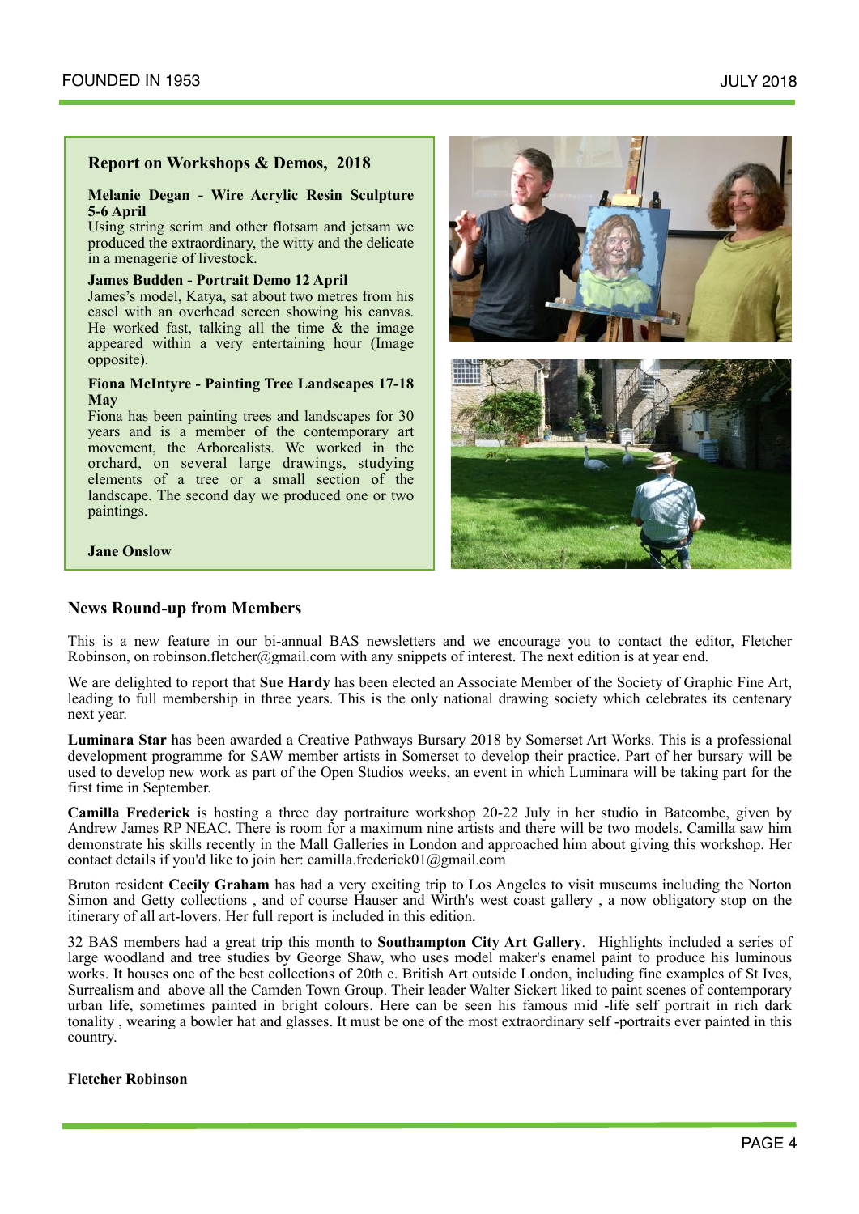## Report on Workshops & Demos, 2018

**Melanie Degan - Wire Acrylic Resin Sculpture 5-6 April**

Using string scrim and other flotsam and jetsam we produced the extraordinary, the witty and the delicate in a menagerie of livestock.

**James Budden - Portrait Demo 12 April**

James's model, Katya, sat about two metres from his easel with an overhead screen showing his canvas. He worked fast, talking all the time & the image appeared within a very entertaining hour (Image opposite).

**Fiona McIntyre - Painting Tree Landscapes 17-18 May**

Fiona has been painting trees and landscapes for 30 years and is a member of the contemporary art movement, the Arborealists. We worked in the orchard, on several large drawings, studying elements of a tree or a small section of the landscape. The second day we produced one or two paintings.

**Jane Onslow**

## News Round-up from Members

This is a new feature in our bi-annual BAS newsletters and we encourage you to contact the editor, Fletcher Robinson, on robinson.fletcher@gmail.com with any snippets of interest. The next edition is at year end.

We are delighted to report that **Sue Hardy** has been elected an Associate Member of the Society of Graphic Fine Art, leading to full membership in three years. This is the only national drawing society which celebrates its centenary next year.

**Luminara Star** has been awarded a Creative Pathways Bursary 2018 by Somerset Art Works. This is a professional development programme for SAW member artists in Somerset to develop their practice. Part of her bursary will be used to develop new work as part of the Open Studios weeks, an event in which Luminara will be taking part for the first time in September.

**Camilla Frederick** is hosting a three day portraiture workshop 20-22 July in her studio in Batcombe, given by Andrew James RP NEAC. There is room for a maximum nine artists and there will be two models. Camilla saw him demonstrate his skills recently in the Mall Galleries in London and approached him about giving this workshop. Her contact details if you'd like to join her: camilla.frederick01@gmail.com

Bruton resident **Cecily Graham** has had a very exciting trip to Los Angeles to visit museums including the Norton Simon and Getty collections , and of course Hauser and Wirth's west coast gallery , a now obligatory stop on the itinerary of all art-lovers. Her full report is included in this edition.

32 BAS members had a great trip this month to **Southampton City Art Gallery**. Highlights included a series of large woodland and tree studies by George Shaw, who uses model maker's enamel paint to produce his luminous works. It houses one of the best collections of 20th c. British Art outside London, including fine examples of St Ives, Surrealism and above all the Camden Town Group. Their leader Walter Sickert liked to paint scenes of contemporary urban life, sometimes painted in bright colours. Here can be seen his famous mid -life self portrait in rich dark tonality , wearing a bowler hat and glasses. It must be one of the most extraordinary self -portraits ever painted in this country.

**Fletcher Robinson**